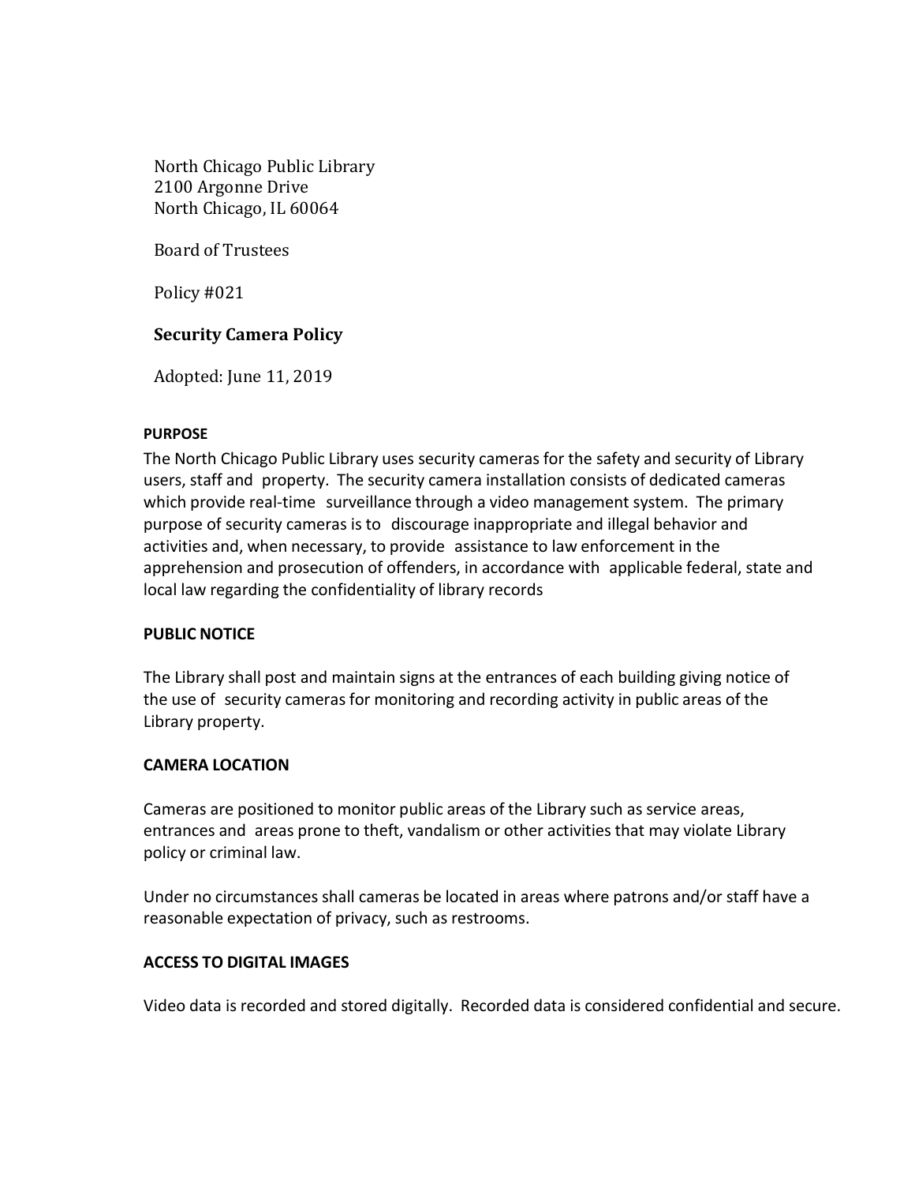North Chicago Public Library
2100 Argonne Drive
North Chicago, IL 60064

Board of Trustees

Policy #021

**Security Camera Policy**

Adopted: June 11, 2019

## PURPOSE

The North Chicago Public Library uses security cameras for the safety and security of Library users, staff and property. The security camera installation consists of dedicated cameras which provide real-time surveillance through a video management system. The primary purpose of security cameras is to discourage inappropriate and illegal behavior and activities and, when necessary, to provide assistance to law enforcement in the apprehension and prosecution of offenders, in accordance with applicable federal, state and local law regarding the confidentiality of library records

## PUBLIC NOTICE

The Library shall post and maintain signs at the entrances of each building giving notice of the use of security cameras for monitoring and recording activity in public areas of the Library property.

## CAMERA LOCATION

Cameras are positioned to monitor public areas of the Library such as service areas, entrances and areas prone to theft, vandalism or other activities that may violate Library policy or criminal law.

Under no circumstances shall cameras be located in areas where patrons and/or staff have a reasonable expectation of privacy, such as restrooms.

## ACCESS TO DIGITAL IMAGES

Video data is recorded and stored digitally. Recorded data is considered confidential and secure.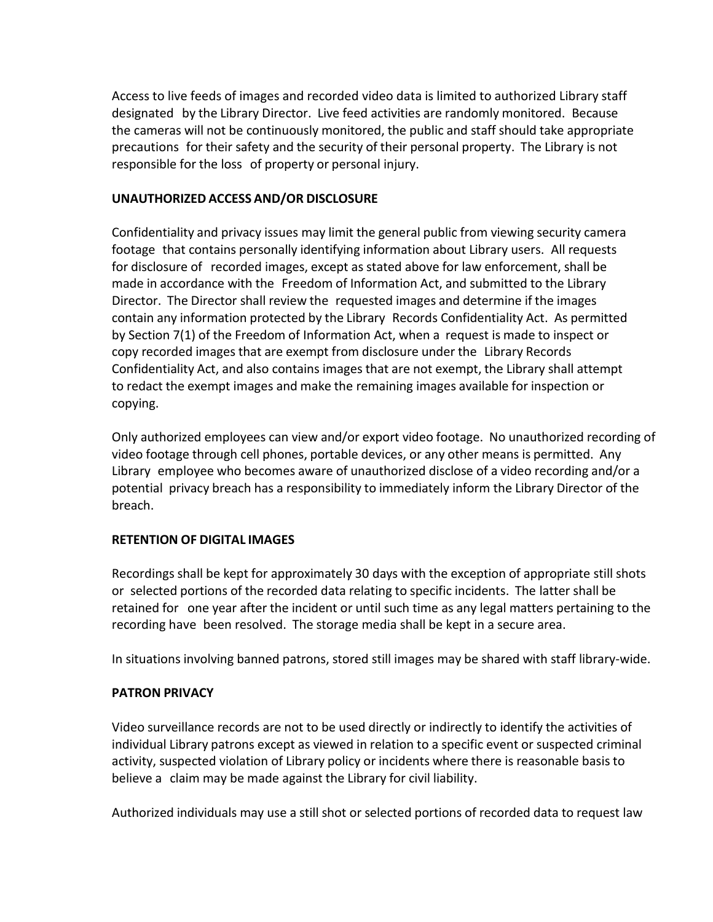Access to live feeds of images and recorded video data is limited to authorized Library staff designated by the Library Director. Live feed activities are randomly monitored. Because the cameras will not be continuously monitored, the public and staff should take appropriate precautions for their safety and the security of their personal property. The Library is not responsible for the loss of property or personal injury.

**UNAUTHORIZED ACCESS AND/OR DISCLOSURE**

Confidentiality and privacy issues may limit the general public from viewing security camera footage that contains personally identifying information about Library users. All requests for disclosure of recorded images, except as stated above for law enforcement, shall be made in accordance with the Freedom of Information Act, and submitted to the Library Director. The Director shall review the requested images and determine if the images contain any information protected by the Library Records Confidentiality Act. As permitted by Section 7(1) of the Freedom of Information Act, when a request is made to inspect or copy recorded images that are exempt from disclosure under the Library Records Confidentiality Act, and also contains images that are not exempt, the Library shall attempt to redact the exempt images and make the remaining images available for inspection or copying.

Only authorized employees can view and/or export video footage. No unauthorized recording of video footage through cell phones, portable devices, or any other means is permitted. Any Library employee who becomes aware of unauthorized disclose of a video recording and/or a potential privacy breach has a responsibility to immediately inform the Library Director of the breach.

**RETENTION OF DIGITAL IMAGES**

Recordings shall be kept for approximately 30 days with the exception of appropriate still shots or selected portions of the recorded data relating to specific incidents. The latter shall be retained for one year after the incident or until such time as any legal matters pertaining to the recording have been resolved. The storage media shall be kept in a secure area.

In situations involving banned patrons, stored still images may be shared with staff library-wide.

**PATRON PRIVACY**

Video surveillance records are not to be used directly or indirectly to identify the activities of individual Library patrons except as viewed in relation to a specific event or suspected criminal activity, suspected violation of Library policy or incidents where there is reasonable basis to believe a claim may be made against the Library for civil liability.

Authorized individuals may use a still shot or selected portions of recorded data to request law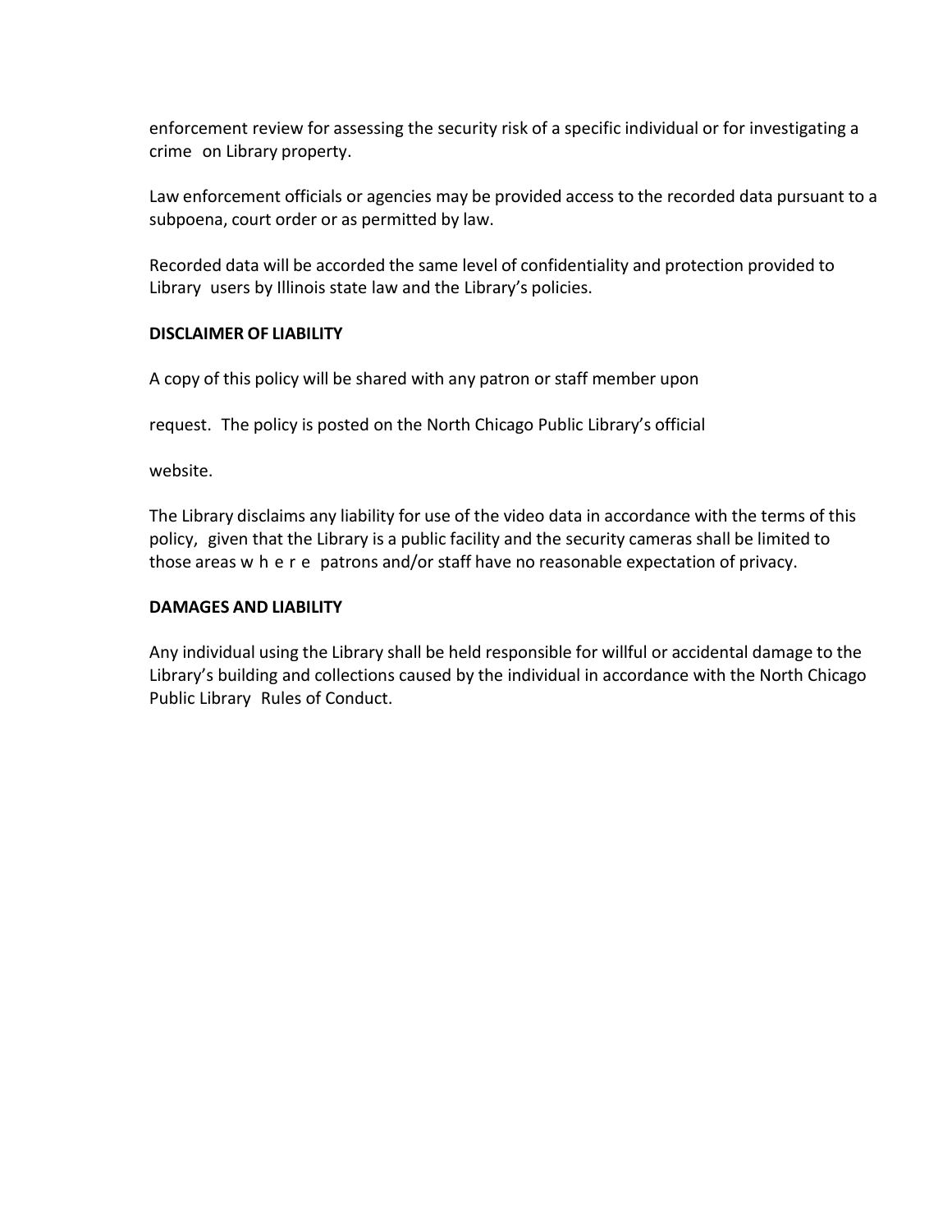enforcement review for assessing the security risk of a specific individual or for investigating a crime on Library property.

Law enforcement officials or agencies may be provided access to the recorded data pursuant to a subpoena, court order or as permitted by law.

Recorded data will be accorded the same level of confidentiality and protection provided to Library users by Illinois state law and the Library's policies.

**DISCLAIMER OF LIABILITY**

A copy of this policy will be shared with any patron or staff member upon request. The policy is posted on the North Chicago Public Library's official website.

The Library disclaims any liability for use of the video data in accordance with the terms of this policy, given that the Library is a public facility and the security cameras shall be limited to those areas where patrons and/or staff have no reasonable expectation of privacy.

**DAMAGES AND LIABILITY**

Any individual using the Library shall be held responsible for willful or accidental damage to the Library's building and collections caused by the individual in accordance with the North Chicago Public Library Rules of Conduct.